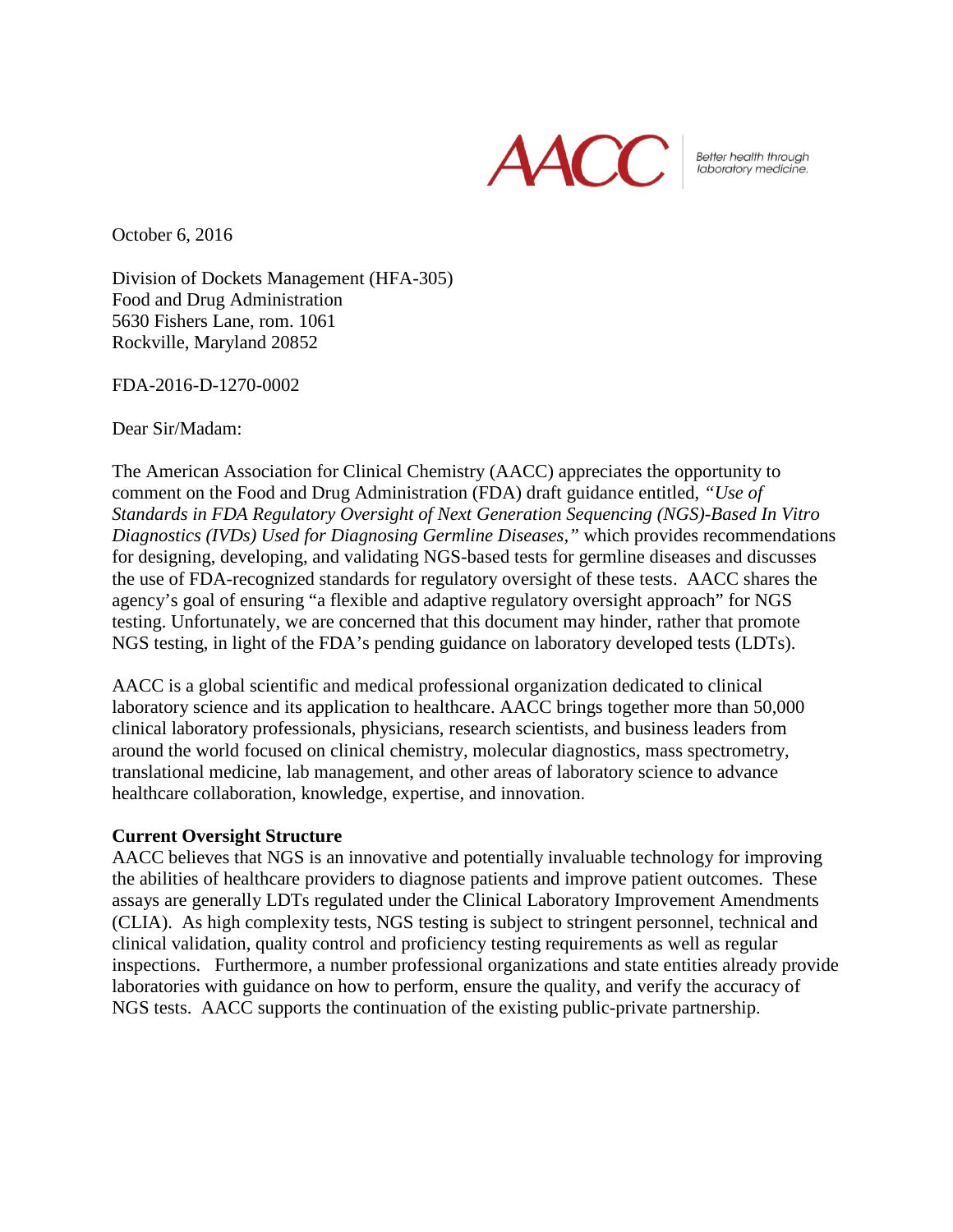AACC | Better health through laboratory medicine.

October 6, 2016

Division of Dockets Management (HFA-305)
Food and Drug Administration
5630 Fishers Lane, rom. 1061
Rockville, Maryland 20852

FDA-2016-D-1270-0002

Dear Sir/Madam:

The American Association for Clinical Chemistry (AACC) appreciates the opportunity to comment on the Food and Drug Administration (FDA) draft guidance entitled, *"Use of Standards in FDA Regulatory Oversight of Next Generation Sequencing (NGS)-Based In Vitro Diagnostics (IVDs) Used for Diagnosing Germline Diseases,"* which provides recommendations for designing, developing, and validating NGS-based tests for germline diseases and discusses the use of FDA-recognized standards for regulatory oversight of these tests. AACC shares the agency's goal of ensuring "a flexible and adaptive regulatory oversight approach" for NGS testing. Unfortunately, we are concerned that this document may hinder, rather that promote NGS testing, in light of the FDA's pending guidance on laboratory developed tests (LDTs).

AACC is a global scientific and medical professional organization dedicated to clinical laboratory science and its application to healthcare. AACC brings together more than 50,000 clinical laboratory professionals, physicians, research scientists, and business leaders from around the world focused on clinical chemistry, molecular diagnostics, mass spectrometry, translational medicine, lab management, and other areas of laboratory science to advance healthcare collaboration, knowledge, expertise, and innovation.

**Current Oversight Structure**

AACC believes that NGS is an innovative and potentially invaluable technology for improving the abilities of healthcare providers to diagnose patients and improve patient outcomes. These assays are generally LDTs regulated under the Clinical Laboratory Improvement Amendments (CLIA). As high complexity tests, NGS testing is subject to stringent personnel, technical and clinical validation, quality control and proficiency testing requirements as well as regular inspections. Furthermore, a number professional organizations and state entities already provide laboratories with guidance on how to perform, ensure the quality, and verify the accuracy of NGS tests. AACC supports the continuation of the existing public-private partnership.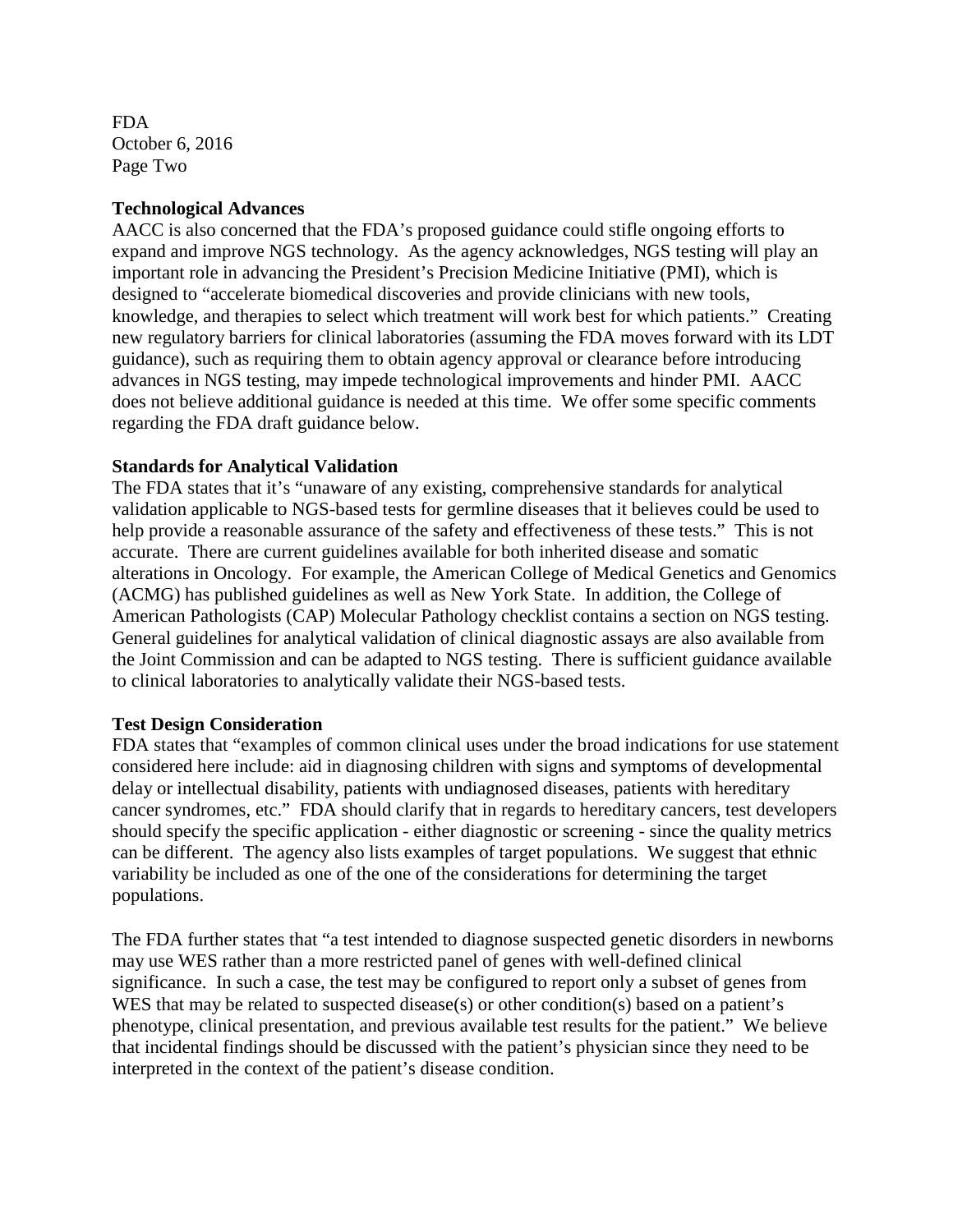**Technological Advances**

AACC is also concerned that the FDA's proposed guidance could stifle ongoing efforts to expand and improve NGS technology. As the agency acknowledges, NGS testing will play an important role in advancing the President's Precision Medicine Initiative (PMI), which is designed to "accelerate biomedical discoveries and provide clinicians with new tools, knowledge, and therapies to select which treatment will work best for which patients." Creating new regulatory barriers for clinical laboratories (assuming the FDA moves forward with its LDT guidance), such as requiring them to obtain agency approval or clearance before introducing advances in NGS testing, may impede technological improvements and hinder PMI. AACC does not believe additional guidance is needed at this time. We offer some specific comments regarding the FDA draft guidance below.

**Standards for Analytical Validation**

The FDA states that it's "unaware of any existing, comprehensive standards for analytical validation applicable to NGS-based tests for germline diseases that it believes could be used to help provide a reasonable assurance of the safety and effectiveness of these tests." This is not accurate. There are current guidelines available for both inherited disease and somatic alterations in Oncology. For example, the American College of Medical Genetics and Genomics (ACMG) has published guidelines as well as New York State. In addition, the College of American Pathologists (CAP) Molecular Pathology checklist contains a section on NGS testing. General guidelines for analytical validation of clinical diagnostic assays are also available from the Joint Commission and can be adapted to NGS testing. There is sufficient guidance available to clinical laboratories to analytically validate their NGS-based tests.

**Test Design Consideration**

FDA states that "examples of common clinical uses under the broad indications for use statement considered here include: aid in diagnosing children with signs and symptoms of developmental delay or intellectual disability, patients with undiagnosed diseases, patients with hereditary cancer syndromes, etc." FDA should clarify that in regards to hereditary cancers, test developers should specify the specific application - either diagnostic or screening - since the quality metrics can be different. The agency also lists examples of target populations. We suggest that ethnic variability be included as one of the one of the considerations for determining the target populations.

The FDA further states that "a test intended to diagnose suspected genetic disorders in newborns may use WES rather than a more restricted panel of genes with well-defined clinical significance. In such a case, the test may be configured to report only a subset of genes from WES that may be related to suspected disease(s) or other condition(s) based on a patient's phenotype, clinical presentation, and previous available test results for the patient." We believe that incidental findings should be discussed with the patient's physician since they need to be interpreted in the context of the patient's disease condition.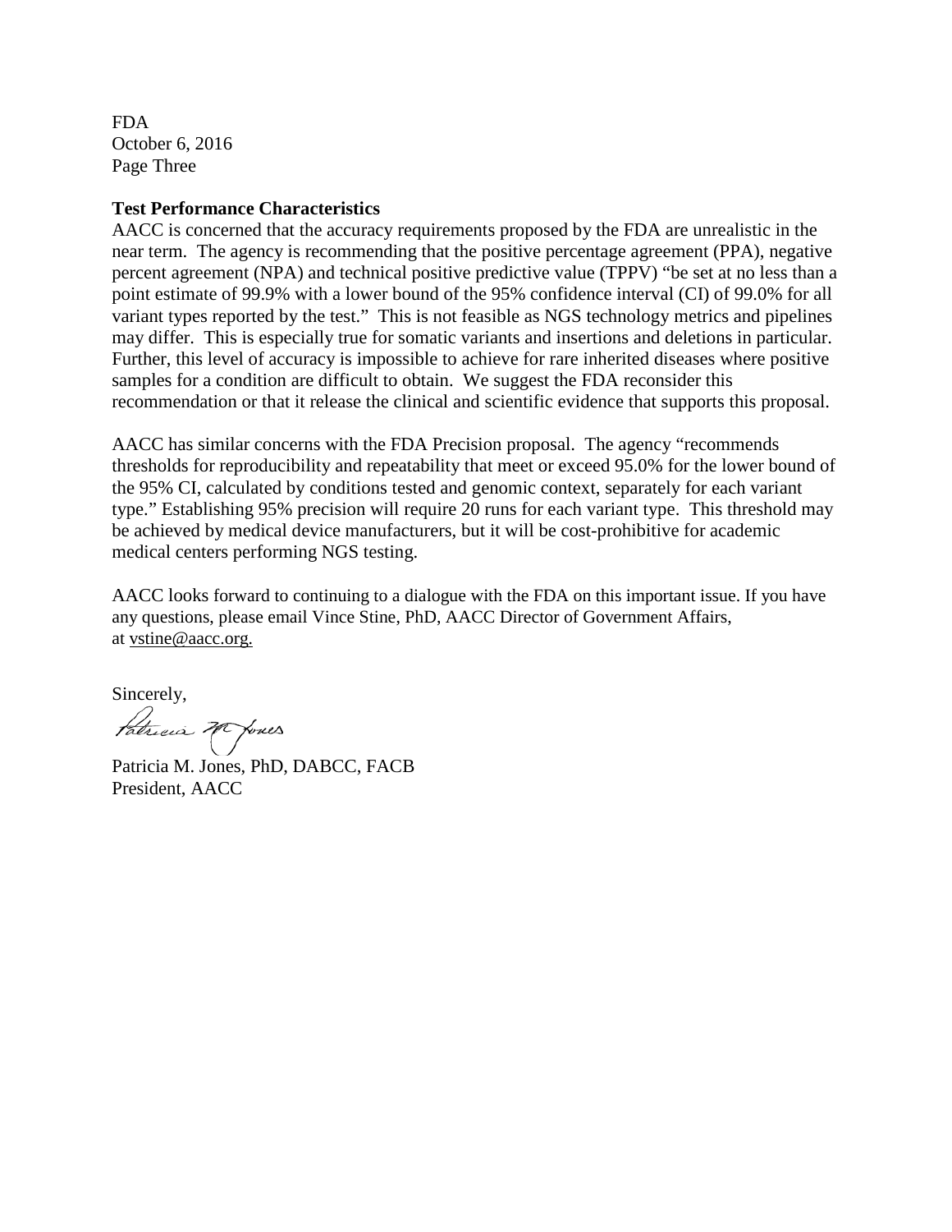**Test Performance Characteristics**

AACC is concerned that the accuracy requirements proposed by the FDA are unrealistic in the near term. The agency is recommending that the positive percentage agreement (PPA), negative percent agreement (NPA) and technical positive predictive value (TPPV) "be set at no less than a point estimate of 99.9% with a lower bound of the 95% confidence interval (CI) of 99.0% for all variant types reported by the test." This is not feasible as NGS technology metrics and pipelines may differ. This is especially true for somatic variants and insertions and deletions in particular. Further, this level of accuracy is impossible to achieve for rare inherited diseases where positive samples for a condition are difficult to obtain. We suggest the FDA reconsider this recommendation or that it release the clinical and scientific evidence that supports this proposal.

AACC has similar concerns with the FDA Precision proposal. The agency "recommends thresholds for reproducibility and repeatability that meet or exceed 95.0% for the lower bound of the 95% CI, calculated by conditions tested and genomic context, separately for each variant type." Establishing 95% precision will require 20 runs for each variant type. This threshold may be achieved by medical device manufacturers, but it will be cost-prohibitive for academic medical centers performing NGS testing.

AACC looks forward to continuing to a dialogue with the FDA on this important issue. If you have any questions, please email Vince Stine, PhD, AACC Director of Government Affairs, at vstine@aacc.org.

Sincerely,

Patricia M. Jones, PhD, DABCC, FACB
President, AACC